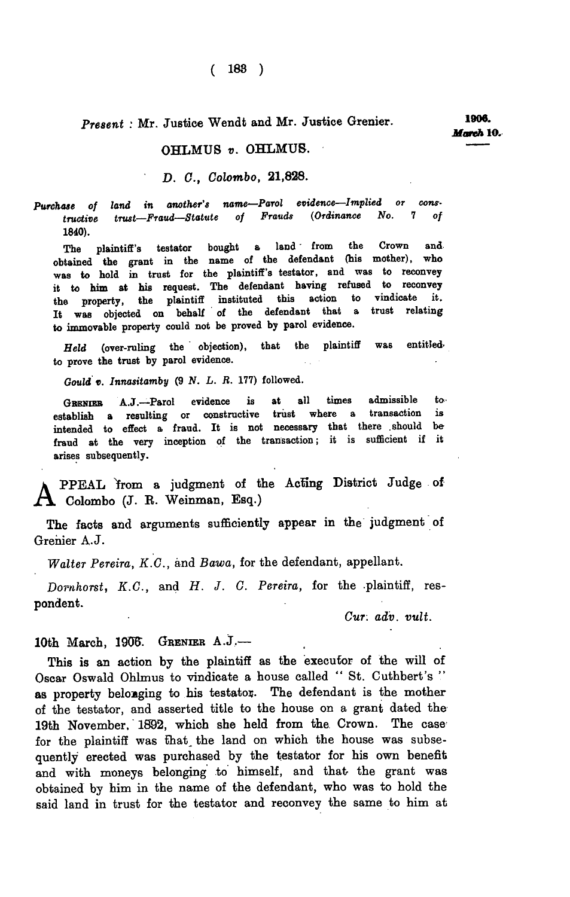*Present* : Mr. Justice Wendt and Mr. Justice Grenier.

**1906.**
***March* 10.**

OHLMUS *v.* OHLMUS.

*D. C., Colombo*, 21,828.

*Purchase of land in another's name—Parol evidence—Implied or constructive trust—Fraud—Statute of Frauds (Ordinance No. 7 of* 1840).

The plaintiff's testator bought a land from the Crown and obtained the grant in the name of the defendant (his mother), who was to hold in trust for the plaintiff's testator, and was to reconvey it to him at his request. The defendant having refused to reconvey the property, the plaintiff instituted this action to vindicate it. It was objected on behalf of the defendant that a trust relating to immovable property could not be proved by parol evidence.

*Held* (over-ruling the objection), that the plaintiff was entitled to prove the trust by parol evidence.

*Gould v. Innasitamby* (9 *N. L. R.* 177) followed.

GRENIER A.J.—Parol evidence is at all times admissible to establish a resulting or constructive trust where a transaction is intended to effect a fraud. It is not necessary that there should be fraud at the very inception of the transaction; it is sufficient if it arises subsequently.

APPEAL from a judgment of the Acting District Judge of Colombo (J. R. Weinman, Esq.)

The facts and arguments sufficiently appear in the judgment of Grenier A.J.

*Walter Pereira, K.C.*, and *Bawa*, for the defendant, appellant.

*Dornhorst, K.C.*, and *H. J. C. Pereira*, for the plaintiff, respondent.

*Cur. adv. vult.*

10th March, 1906. GRENIER A.J.—

This is an action by the plaintiff as the executor of the will of Oscar Oswald Ohlmus to vindicate a house called " St. Cuthbert's " as property belonging to his testator. The defendant is the mother of the testator, and asserted title to the house on a grant dated the 19th November, 1892, which she held from the Crown. The case for the plaintiff was that the land on which the house was subsequently erected was purchased by the testator for his own benefit and with moneys belonging to himself, and that the grant was obtained by him in the name of the defendant, who was to hold the said land in trust for the testator and reconvey the same to him at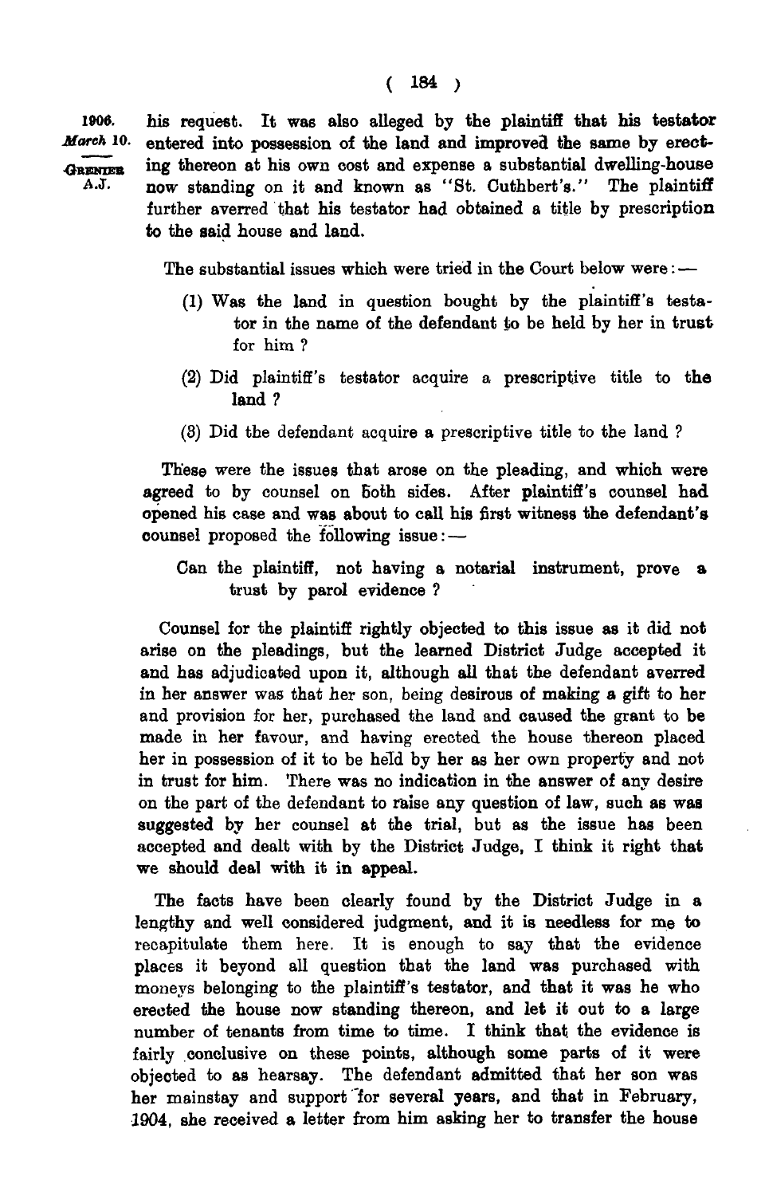1906. *March* 10.

GRENIER A.J.

his request. It was also alleged by the plaintiff that his testator entered into possession of the land and improved the same by erecting thereon at his own cost and expense a substantial dwelling-house now standing on it and known as "St. Cuthbert's." The plaintiff further averred that his testator had obtained a title by prescription to the said house and land.

The substantial issues which were tried in the Court below were:—

(1) Was the land in question bought by the plaintiff's testator in the name of the defendant to be held by her in trust for him?

(2) Did plaintiff's testator acquire a prescriptive title to the land?

(3) Did the defendant acquire a prescriptive title to the land?

These were the issues that arose on the pleading, and which were agreed to by counsel on both sides. After plaintiff's counsel had opened his case and was about to call his first witness the defendant's counsel proposed the following issue:—

Can the plaintiff, not having a notarial instrument, prove a trust by parol evidence?

Counsel for the plaintiff rightly objected to this issue as it did not arise on the pleadings, but the learned District Judge accepted it and has adjudicated upon it, although all that the defendant averred in her answer was that her son, being desirous of making a gift to her and provision for her, purchased the land and caused the grant to be made in her favour, and having erected the house thereon placed her in possession of it to be held by her as her own property and not in trust for him. There was no indication in the answer of any desire on the part of the defendant to raise any question of law, such as was suggested by her counsel at the trial, but as the issue has been accepted and dealt with by the District Judge, I think it right that we should deal with it in appeal.

The facts have been clearly found by the District Judge in a lengthy and well considered judgment, and it is needless for me to recapitulate them here. It is enough to say that the evidence places it beyond all question that the land was purchased with moneys belonging to the plaintiff's testator, and that it was he who erected the house now standing thereon, and let it out to a large number of tenants from time to time. I think that the evidence is fairly conclusive on these points, although some parts of it were objected to as hearsay. The defendant admitted that her son was her mainstay and support for several years, and that in February, 1904, she received a letter from him asking her to transfer the house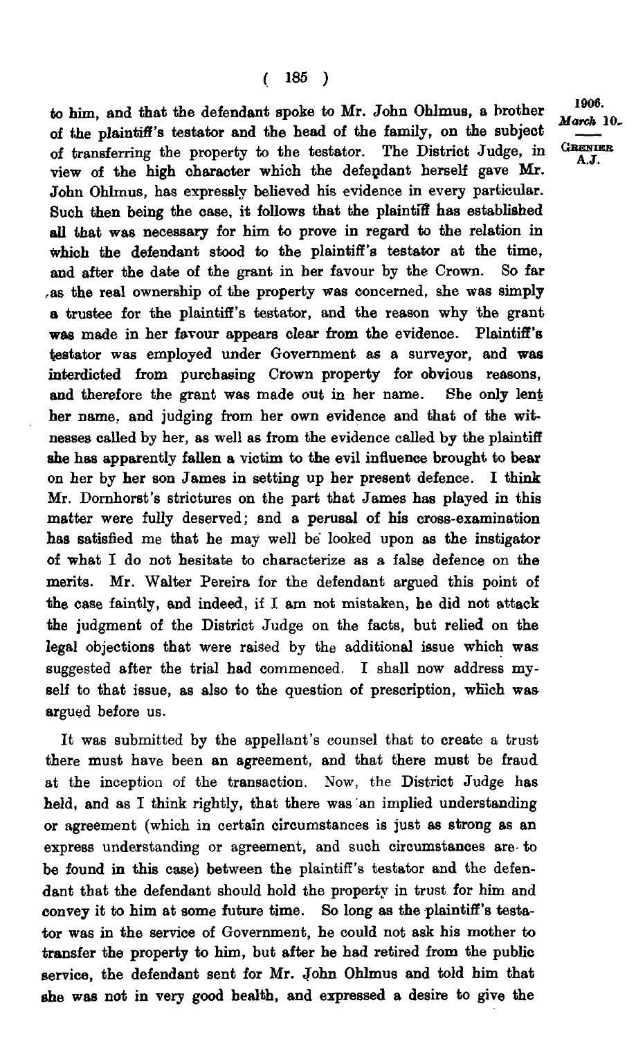to him, and that the defendant spoke to Mr. John Ohlmus, a brother of the plaintiff's testator and the head of the family, on the subject of transferring the property to the testator. The District Judge, in view of the high character which the defendant herself gave Mr. John Ohlmus, has expressly believed his evidence in every particular. Such then being the case, it follows that the plaintiff has established all that was necessary for him to prove in regard to the relation in which the defendant stood to the plaintiff's testator at the time, and after the date of the grant in her favour by the Crown. So far as the real ownership of the property was concerned, she was simply a trustee for the plaintiff's testator, and the reason why the grant was made in her favour appears clear from the evidence. Plaintiff's testator was employed under Government as a surveyor, and was interdicted from purchasing Crown property for obvious reasons, and therefore the grant was made out in her name. She only lent her name, and judging from her own evidence and that of the witnesses called by her, as well as from the evidence called by the plaintiff she has apparently fallen a victim to the evil influence brought to bear on her by her son James in setting up her present defence. I think Mr. Dornhorst's strictures on the part that James has played in this matter were fully deserved; and a perusal of his cross-examination has satisfied me that he may well be looked upon as the instigator of what I do not hesitate to characterize as a false defence on the merits. Mr. Walter Pereira for the defendant argued this point of the case faintly, and indeed, if I am not mistaken, he did not attack the judgment of the District Judge on the facts, but relied on the legal objections that were raised by the additional issue which was suggested after the trial had commenced. I shall now address myself to that issue, as also to the question of prescription, which was argued before us.

It was submitted by the appellant's counsel that to create a trust there must have been an agreement, and that there must be fraud at the inception of the transaction. Now, the District Judge has held, and as I think rightly, that there was an implied understanding or agreement (which in certain circumstances is just as strong as an express understanding or agreement, and such circumstances are to be found in this case) between the plaintiff's testator and the defendant that the defendant should hold the property in trust for him and convey it to him at some future time. So long as the plaintiff's testator was in the service of Government, he could not ask his mother to transfer the property to him, but after he had retired from the public service, the defendant sent for Mr. John Ohlmus and told him that she was not in very good health, and expressed a desire to give the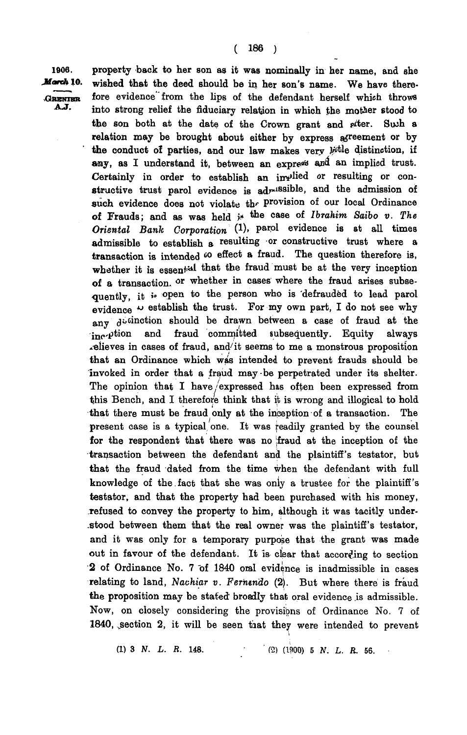1906. March 10. GRENIER A.J.

property back to her son as it was nominally in her name, and she wished that the deed should be in her son's name. We have therefore evidence from the lips of the defendant herself which throws into strong relief the fiduciary relation in which the mother stood to the son both at the date of the Crown grant and after. Such a relation may be brought about either by express agreement or by the conduct of parties, and our law makes very little distinction, if any, as I understand it, between an express and an implied trust. Certainly in order to establish an implied or resulting or constructive trust parol evidence is admissible, and the admission of such evidence does not violate the provision of our local Ordinance of Frauds; and as was held in the case of *Ibrahim Saibo v. The Oriental Bank Corporation* (1), parol evidence is at all times admissible to establish a resulting or constructive trust where a transaction is intended to effect a fraud. The question therefore is, whether it is essential that the fraud must be at the very inception of a transaction, or whether in cases where the fraud arises subsequently, it is open to the person who is defrauded to lead parol evidence to establish the trust. For my own part, I do not see why any distinction should be drawn between a case of fraud at the inception and fraud committed subsequently. Equity always relieves in cases of fraud, and it seems to me a monstrous proposition that an Ordinance which was intended to prevent frauds should be invoked in order that a fraud may be perpetrated under its shelter. The opinion that I have expressed has often been expressed from this Bench, and I therefore think that it is wrong and illogical to hold that there must be fraud only at the inception of a transaction. The present case is a typical one. It was readily granted by the counsel for the respondent that there was no fraud at the inception of the transaction between the defendant and the plaintiff's testator, but that the fraud dated from the time when the defendant with full knowledge of the fact that she was only a trustee for the plaintiff's testator, and that the property had been purchased with his money, refused to convey the property to him, although it was tacitly understood between them that the real owner was the plaintiff's testator, and it was only for a temporary purpose that the grant was made out in favour of the defendant. It is clear that according to section 2 of Ordinance No. 7 of 1840 oral evidence is inadmissible in cases relating to land, *Nachiar v. Fernando* (2). But where there is fraud the proposition may be stated broadly that oral evidence is admissible. Now, on closely considering the provisions of Ordinance No. 7 of 1840, section 2, it will be seen that they were intended to prevent

(1) 3 *N. L. R.* 148. (2) (1900) 5 *N. L. R.* 56.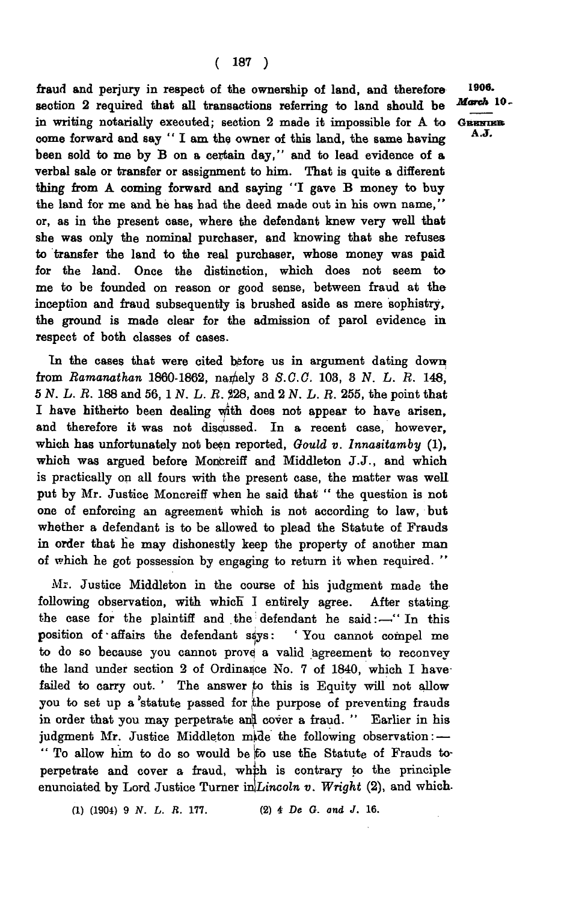fraud and perjury in respect of the ownership of land, and therefore section 2 required that all transactions referring to land should be in writing notarially executed; section 2 made it impossible for A to come forward and say "I am the owner of this land, the same having been sold to me by B on a certain day," and to lead evidence of a verbal sale or transfer or assignment to him. That is quite a different thing from A coming forward and saying "I gave B money to buy the land for me and he has had the deed made out in his own name," or, as in the present case, where the defendant knew very well that she was only the nominal purchaser, and knowing that she refuses to transfer the land to the real purchaser, whose money was paid for the land. Once the distinction, which does not seem to me to be founded on reason or good sense, between fraud at the inception and fraud subsequently is brushed aside as mere sophistry, the ground is made clear for the admission of parol evidence in respect of both classes of cases.

1906. *March* 10.

GRENIER A.J.

In the cases that were cited before us in argument dating down from *Ramanathan* 1860-1862, namely 3 *S.C.C.* 103, 3 *N. L. R.* 148, 5 *N. L. R.* 188 and 56, 1 *N. L. R.* 228, and 2 *N. L. R.* 255, the point that I have hitherto been dealing with does not appear to have arisen, and therefore it was not discussed. In a recent case, however, which has unfortunately not been reported, *Gould v. Innasitamby* (1), which was argued before Moncreiff and Middleton J.J., and which is practically on all fours with the present case, the matter was well put by Mr. Justice Moncreiff when he said that "the question is not one of enforcing an agreement which is not according to law, but whether a defendant is to be allowed to plead the Statute of Frauds in order that he may dishonestly keep the property of another man of which he got possession by engaging to return it when required."

Mr. Justice Middleton in the course of his judgment made the following observation, with which I entirely agree. After stating the case for the plaintiff and the defendant he said:—"In this position of affairs the defendant says: 'You cannot compel me to do so because you cannot prove a valid agreement to reconvey the land under section 2 of Ordinance No. 7 of 1840, which I have failed to carry out.' The answer to this is Equity will not allow you to set up a statute passed for the purpose of preventing frauds in order that you may perpetrate and cover a fraud." Earlier in his judgment Mr. Justice Middleton made the following observation:— "To allow him to do so would be to use the Statute of Frauds to perpetrate and cover a fraud, which is contrary to the principle enunciated by Lord Justice Turner in *Lincoln v. Wright* (2), and which

(1) (1904) 9 *N. L. R.* 177. (2) 4 *De G. and J.* 16.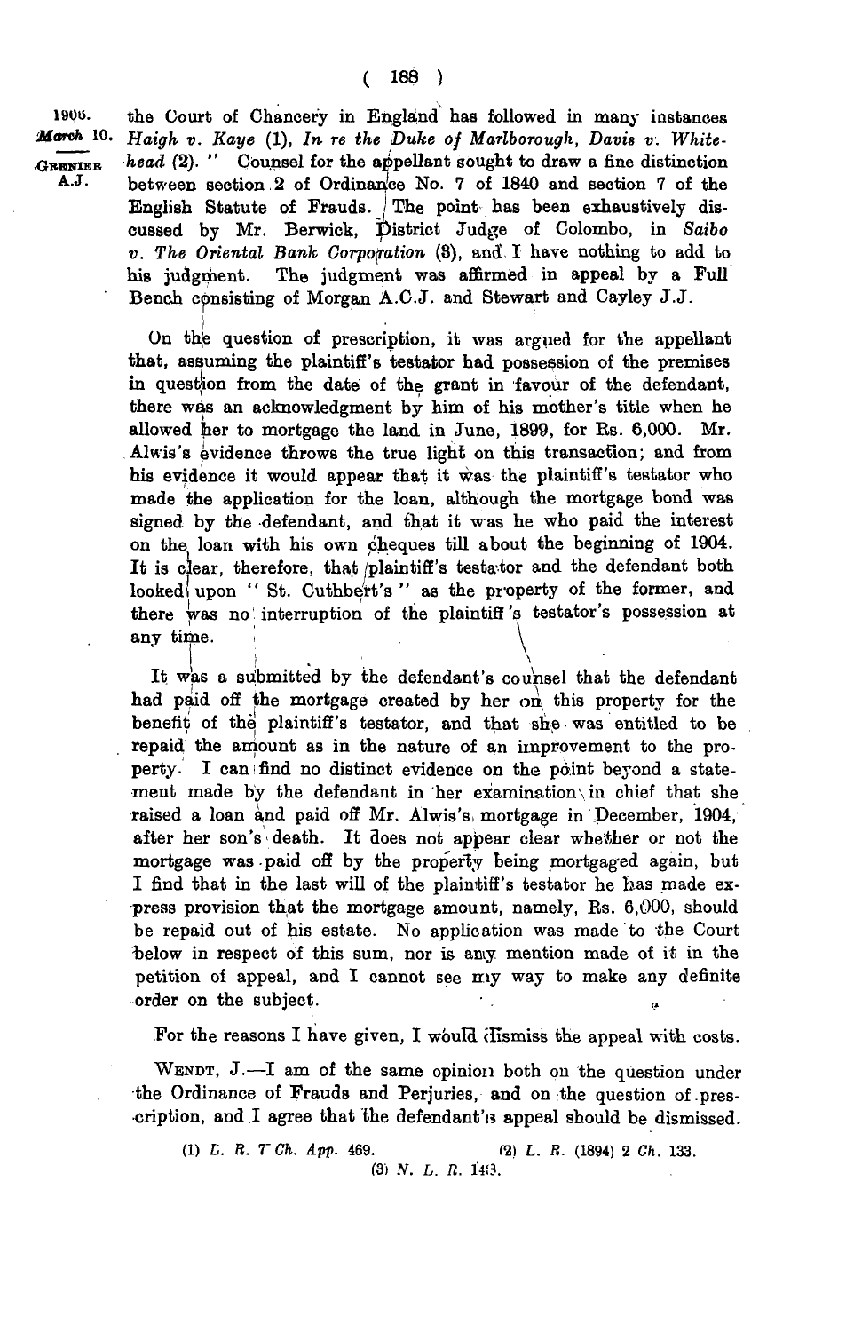the Court of Chancery in England has followed in many instances *Haigh v. Kaye* (1), *In re the Duke of Marlborough, Davis v. Whitehead* (2). " Counsel for the appellant sought to draw a fine distinction between section 2 of Ordinance No. 7 of 1840 and section 7 of the English Statute of Frauds. The point has been exhaustively discussed by Mr. Berwick, District Judge of Colombo, in *Saibo v. The Oriental Bank Corporation* (3), and I have nothing to add to his judgment. The judgment was affirmed in appeal by a Full Bench consisting of Morgan A.C.J. and Stewart and Cayley J.J.

On the question of prescription, it was argued for the appellant that, assuming the plaintiff's testator had possession of the premises in question from the date of the grant in favour of the defendant, there was an acknowledgment by him of his mother's title when he allowed her to mortgage the land in June, 1899, for Rs. 6,000. Mr. Alwis's evidence throws the true light on this transaction; and from his evidence it would appear that it was the plaintiff's testator who made the application for the loan, although the mortgage bond was signed by the defendant, and that it was he who paid the interest on the loan with his own cheques till about the beginning of 1904. It is clear, therefore, that plaintiff's testator and the defendant both looked upon " St. Cuthbert's " as the property of the former, and there was no interruption of the plaintiff's testator's possession at any time.

It was a submitted by the defendant's counsel that the defendant had paid off the mortgage created by her on this property for the benefit of the plaintiff's testator, and that she was entitled to be repaid the amount as in the nature of an improvement to the property. I can find no distinct evidence on the point beyond a statement made by the defendant in her examination in chief that she raised a loan and paid off Mr. Alwis's mortgage in December, 1904, after her son's death. It does not appear clear whether or not the mortgage was paid off by the property being mortgaged again, but I find that in the last will of the plaintiff's testator he has made express provision that the mortgage amount, namely, Rs. 6,000, should be repaid out of his estate. No application was made to the Court below in respect of this sum, nor is any mention made of it in the petition of appeal, and I cannot see my way to make any definite order on the subject.

For the reasons I have given, I would dismiss the appeal with costs.

WENDT, J.—I am of the same opinion both on the question under the Ordinance of Frauds and Perjuries, and on the question of prescription, and I agree that the defendant's appeal should be dismissed.

(1) *L. R. 7 Ch. App.* 469. (2) *L. R.* (1894) 2 *Ch.* 133. (3) *N. L. R.* 143.